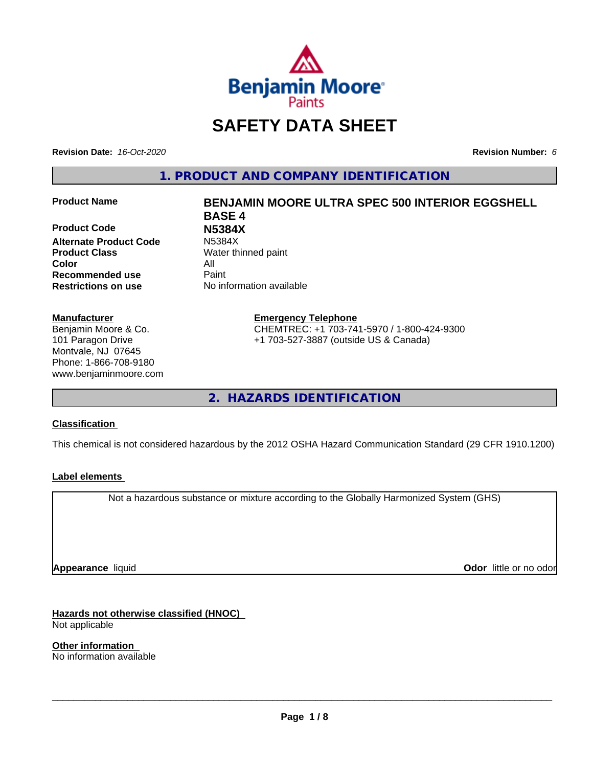# SAFETY DATA SHEET

**Revision Date:** *16-Oct-2020*

**Revision Number:** *6*

## 1. PRODUCT AND COMPANY IDENTIFICATION

| | |
|---|---|
| **Product Name** | **BENJAMIN MOORE ULTRA SPEC 500 INTERIOR EGGSHELL BASE 4** |
| **Product Code** | **N5384X** |
| **Alternate Product Code** | N5384X |
| **Product Class** | Water thinned paint |
| **Color** | All |
| **Recommended use** | Paint |
| **Restrictions on use** | No information available |

**Manufacturer**
Benjamin Moore & Co.
101 Paragon Drive
Montvale, NJ 07645
Phone: 1-866-708-9180
www.benjaminmoore.com

**Emergency Telephone**
CHEMTREC: +1 703-741-5970 / 1-800-424-9300
+1 703-527-3887 (outside US & Canada)

## 2. HAZARDS IDENTIFICATION

### Classification

This chemical is not considered hazardous by the 2012 OSHA Hazard Communication Standard (29 CFR 1910.1200)

### Label elements

Not a hazardous substance or mixture according to the Globally Harmonized System (GHS)

**Appearance** liquid

**Odor** little or no odor

### Hazards not otherwise classified (HNOC)

Not applicable

### Other information

No information available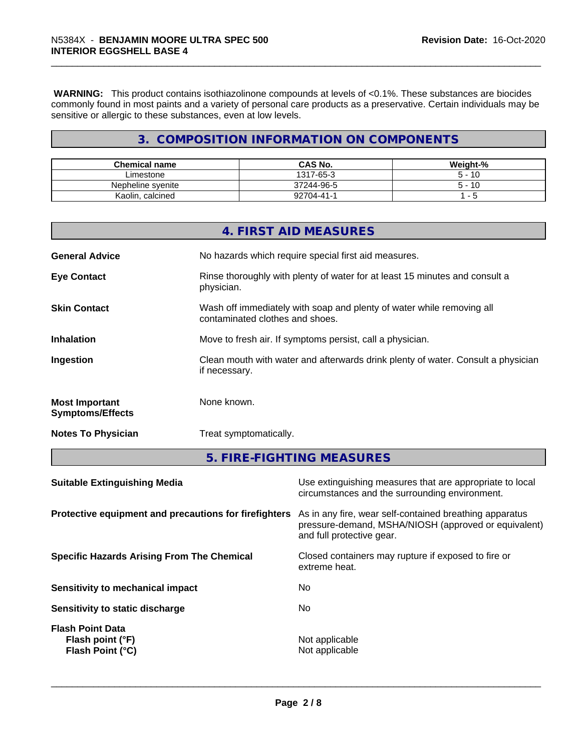**WARNING:** This product contains isothiazolinone compounds at levels of <0.1%. These substances are biocides commonly found in most paints and a variety of personal care products as a preservative. Certain individuals may be sensitive or allergic to these substances, even at low levels.

## 3. COMPOSITION INFORMATION ON COMPONENTS

| Chemical name | CAS No. | Weight-% |
|---|---|---|
| Limestone | 1317-65-3 | 5 - 10 |
| Nepheline syenite | 37244-96-5 | 5 - 10 |
| Kaolin, calcined | 92704-41-1 | 1 - 5 |

## 4. FIRST AID MEASURES

**General Advice**
No hazards which require special first aid measures.

**Eye Contact**
Rinse thoroughly with plenty of water for at least 15 minutes and consult a physician.

**Skin Contact**
Wash off immediately with soap and plenty of water while removing all contaminated clothes and shoes.

**Inhalation**
Move to fresh air. If symptoms persist, call a physician.

**Ingestion**
Clean mouth with water and afterwards drink plenty of water. Consult a physician if necessary.

**Most Important Symptoms/Effects**
None known.

**Notes To Physician**
Treat symptomatically.

## 5. FIRE-FIGHTING MEASURES

**Suitable Extinguishing Media**
Use extinguishing measures that are appropriate to local circumstances and the surrounding environment.

**Protective equipment and precautions for firefighters**
As in any fire, wear self-contained breathing apparatus pressure-demand, MSHA/NIOSH (approved or equivalent) and full protective gear.

**Specific Hazards Arising From The Chemical**
Closed containers may rupture if exposed to fire or extreme heat.

**Sensitivity to mechanical impact**
No

**Sensitivity to static discharge**
No

**Flash Point Data**
**Flash point (°F)** Not applicable
**Flash Point (°C)** Not applicable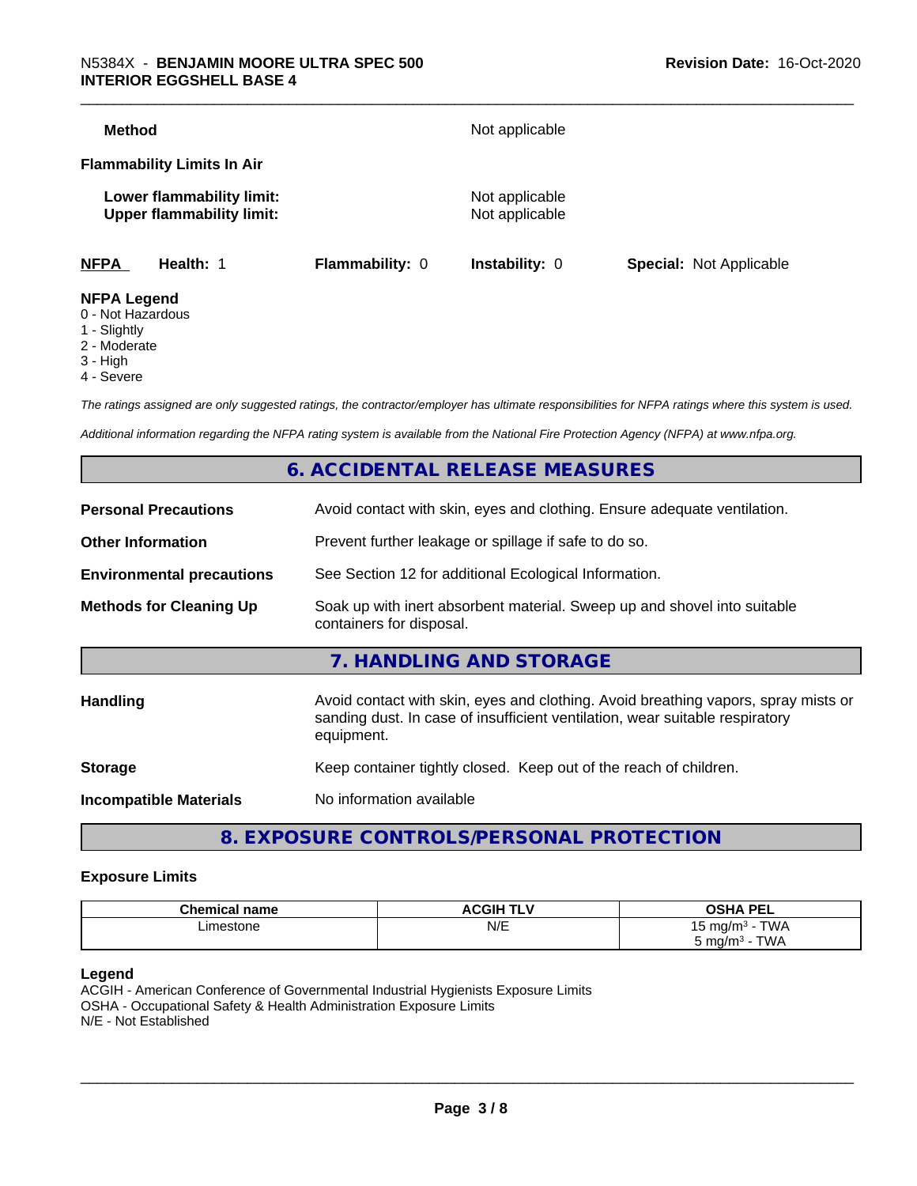**Method** Not applicable

**Flammability Limits In Air**

**Lower flammability limit:** Not applicable
**Upper flammability limit:** Not applicable

| NFPA | Health: 1 | Flammability: 0 | Instability: 0 | Special: Not Applicable |
|---|---|---|---|---|

**NFPA Legend**
0 - Not Hazardous
1 - Slightly
2 - Moderate
3 - High
4 - Severe

*The ratings assigned are only suggested ratings, the contractor/employer has ultimate responsibilities for NFPA ratings where this system is used.*

*Additional information regarding the NFPA rating system is available from the National Fire Protection Agency (NFPA) at www.nfpa.org.*

## 6. ACCIDENTAL RELEASE MEASURES

**Personal Precautions** Avoid contact with skin, eyes and clothing. Ensure adequate ventilation.

**Other Information** Prevent further leakage or spillage if safe to do so.

**Environmental precautions** See Section 12 for additional Ecological Information.

**Methods for Cleaning Up** Soak up with inert absorbent material. Sweep up and shovel into suitable containers for disposal.

## 7. HANDLING AND STORAGE

**Handling** Avoid contact with skin, eyes and clothing. Avoid breathing vapors, spray mists or sanding dust. In case of insufficient ventilation, wear suitable respiratory equipment.

**Storage** Keep container tightly closed. Keep out of the reach of children.

**Incompatible Materials** No information available

## 8. EXPOSURE CONTROLS/PERSONAL PROTECTION

### Exposure Limits

| Chemical name | ACGIH TLV | OSHA PEL |
|---|---|---|
| Limestone | N/E | 15 mg/m³ - TWA<br>5 mg/m³ - TWA |

**Legend**
ACGIH - American Conference of Governmental Industrial Hygienists Exposure Limits
OSHA - Occupational Safety & Health Administration Exposure Limits
N/E - Not Established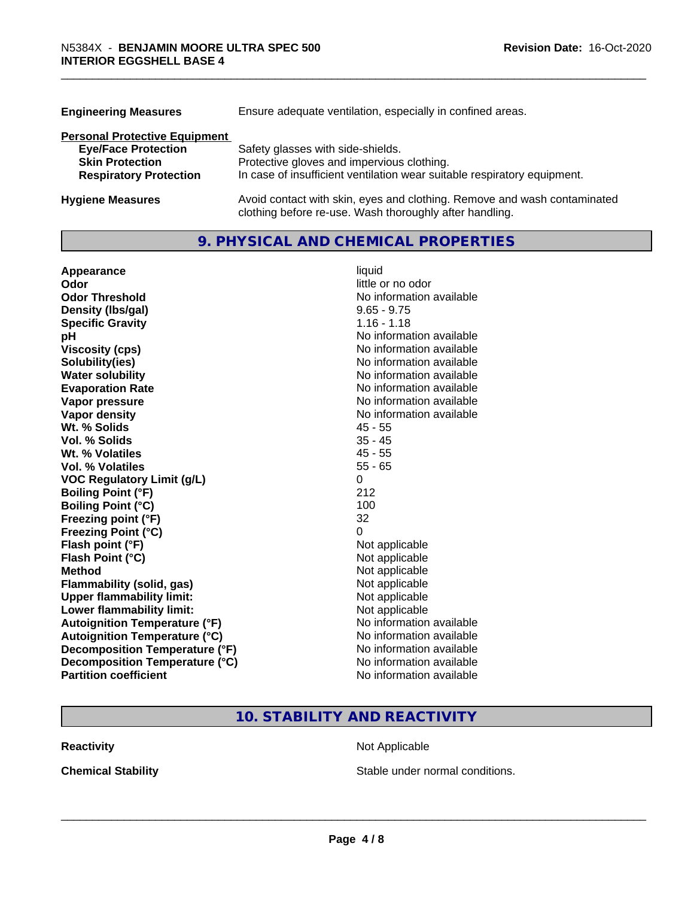| | |
|---|---|
| **Engineering Measures** | Ensure adequate ventilation, especially in confined areas. |

**Personal Protective Equipment**

| | |
|---|---|
| **Eye/Face Protection** | Safety glasses with side-shields. |
| **Skin Protection** | Protective gloves and impervious clothing. |
| **Respiratory Protection** | In case of insufficient ventilation wear suitable respiratory equipment. |

| | |
|---|---|
| **Hygiene Measures** | Avoid contact with skin, eyes and clothing. Remove and wash contaminated clothing before re-use. Wash thoroughly after handling. |

## 9. PHYSICAL AND CHEMICAL PROPERTIES

| | |
|---|---|
| **Appearance** | liquid |
| **Odor** | little or no odor |
| **Odor Threshold** | No information available |
| **Density (lbs/gal)** | 9.65 - 9.75 |
| **Specific Gravity** | 1.16 - 1.18 |
| **pH** | No information available |
| **Viscosity (cps)** | No information available |
| **Solubility(ies)** | No information available |
| **Water solubility** | No information available |
| **Evaporation Rate** | No information available |
| **Vapor pressure** | No information available |
| **Vapor density** | No information available |
| **Wt. % Solids** | 45 - 55 |
| **Vol. % Solids** | 35 - 45 |
| **Wt. % Volatiles** | 45 - 55 |
| **Vol. % Volatiles** | 55 - 65 |
| **VOC Regulatory Limit (g/L)** | 0 |
| **Boiling Point (°F)** | 212 |
| **Boiling Point (°C)** | 100 |
| **Freezing point (°F)** | 32 |
| **Freezing Point (°C)** | 0 |
| **Flash point (°F)** | Not applicable |
| **Flash Point (°C)** | Not applicable |
| **Method** | Not applicable |
| **Flammability (solid, gas)** | Not applicable |
| **Upper flammability limit:** | Not applicable |
| **Lower flammability limit:** | Not applicable |
| **Autoignition Temperature (°F)** | No information available |
| **Autoignition Temperature (°C)** | No information available |
| **Decomposition Temperature (°F)** | No information available |
| **Decomposition Temperature (°C)** | No information available |
| **Partition coefficient** | No information available |

## 10. STABILITY AND REACTIVITY

| | |
|---|---|
| **Reactivity** | Not Applicable |
| **Chemical Stability** | Stable under normal conditions. |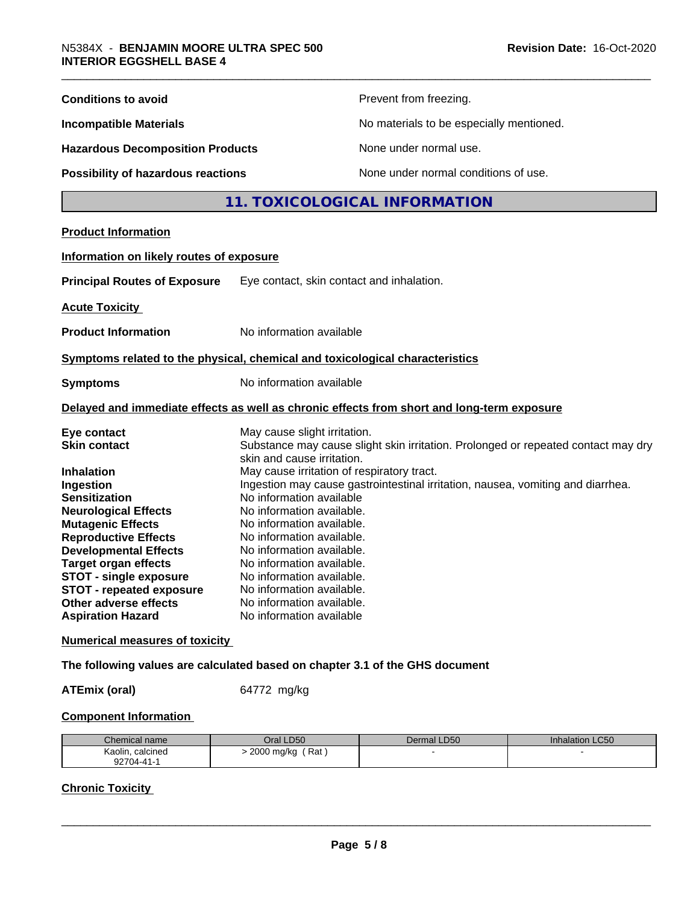| | |
|---|---|
| **Conditions to avoid** | Prevent from freezing. |
| **Incompatible Materials** | No materials to be especially mentioned. |
| **Hazardous Decomposition Products** | None under normal use. |
| **Possibility of hazardous reactions** | None under normal conditions of use. |

## 11. TOXICOLOGICAL INFORMATION

**Product Information**

**Information on likely routes of exposure**

**Principal Routes of Exposure** Eye contact, skin contact and inhalation.

**Acute Toxicity**

**Product Information** No information available

**Symptoms related to the physical, chemical and toxicological characteristics**

**Symptoms** No information available

**Delayed and immediate effects as well as chronic effects from short and long-term exposure**

| | |
|---|---|
| **Eye contact** | May cause slight irritation. |
| **Skin contact** | Substance may cause slight skin irritation. Prolonged or repeated contact may dry skin and cause irritation. |
| **Inhalation** | May cause irritation of respiratory tract. |
| **Ingestion** | Ingestion may cause gastrointestinal irritation, nausea, vomiting and diarrhea. |
| **Sensitization** | No information available |
| **Neurological Effects** | No information available. |
| **Mutagenic Effects** | No information available. |
| **Reproductive Effects** | No information available. |
| **Developmental Effects** | No information available. |
| **Target organ effects** | No information available. |
| **STOT - single exposure** | No information available. |
| **STOT - repeated exposure** | No information available. |
| **Other adverse effects** | No information available. |
| **Aspiration Hazard** | No information available |

**Numerical measures of toxicity**

**The following values are calculated based on chapter 3.1 of the GHS document**

**ATEmix (oral)** 64772 mg/kg

**Component Information**

| Chemical name | Oral LD50 | Dermal LD50 | Inhalation LC50 |
|---|---|---|---|
| Kaolin, calcined 92704-41-1 | > 2000 mg/kg ( Rat ) | - | - |

**Chronic Toxicity**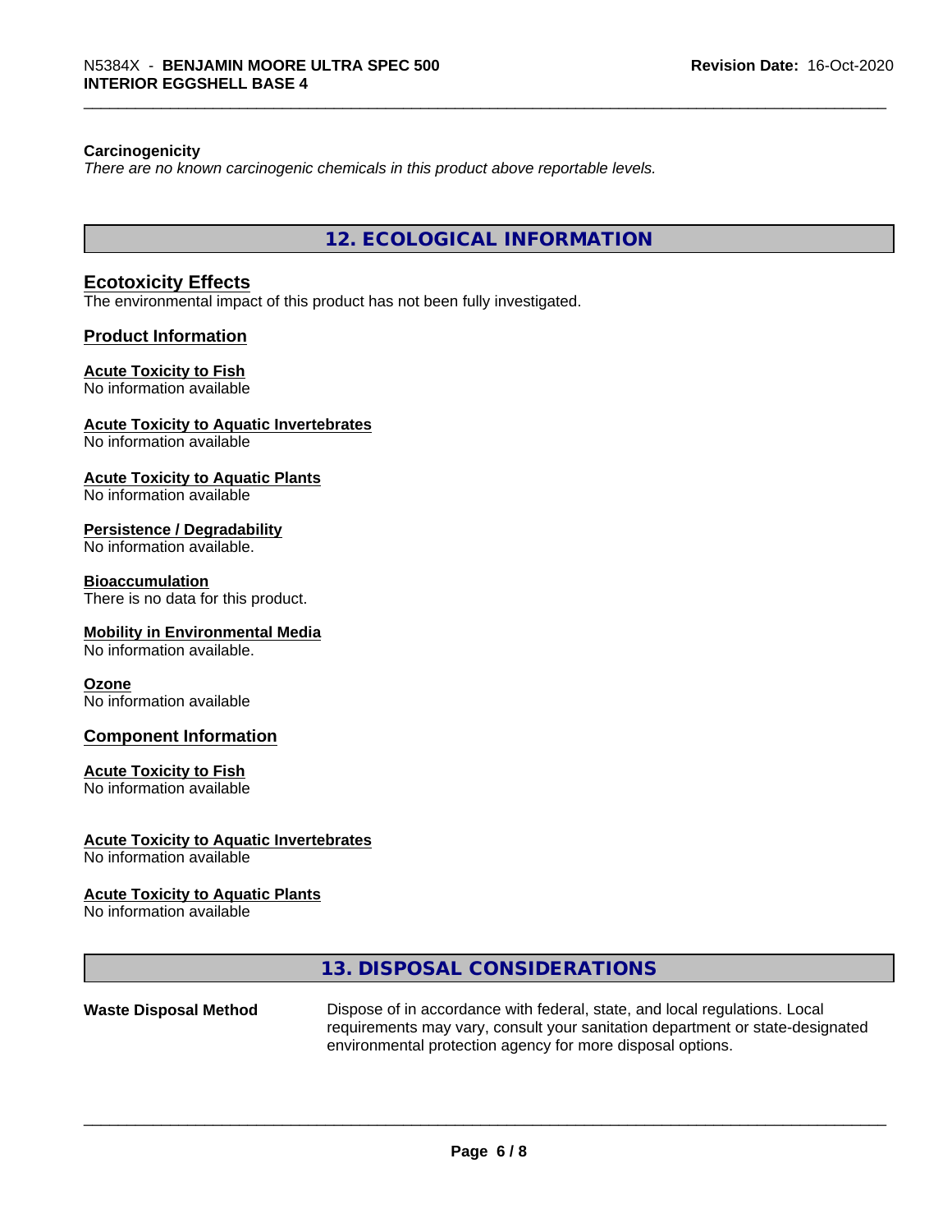**Carcinogenicity**

*There are no known carcinogenic chemicals in this product above reportable levels.*

## 12. ECOLOGICAL INFORMATION

### Ecotoxicity Effects

The environmental impact of this product has not been fully investigated.

### Product Information

**Acute Toxicity to Fish**
No information available

**Acute Toxicity to Aquatic Invertebrates**
No information available

**Acute Toxicity to Aquatic Plants**
No information available

**Persistence / Degradability**
No information available.

**Bioaccumulation**
There is no data for this product.

**Mobility in Environmental Media**
No information available.

**Ozone**
No information available

### Component Information

**Acute Toxicity to Fish**
No information available

**Acute Toxicity to Aquatic Invertebrates**
No information available

**Acute Toxicity to Aquatic Plants**
No information available

## 13. DISPOSAL CONSIDERATIONS

**Waste Disposal Method** Dispose of in accordance with federal, state, and local regulations. Local requirements may vary, consult your sanitation department or state-designated environmental protection agency for more disposal options.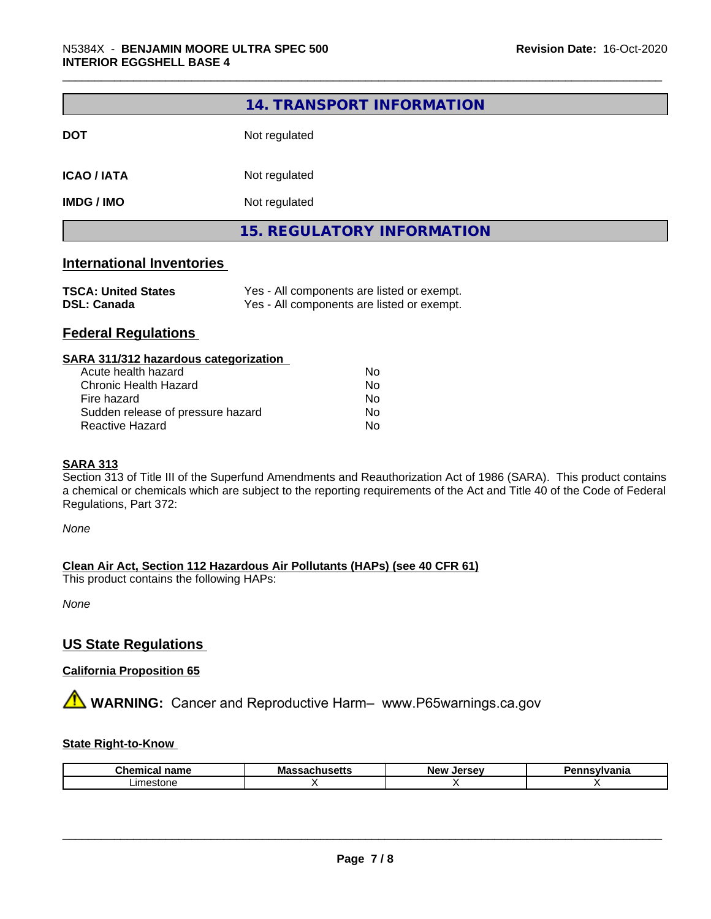## 14. TRANSPORT INFORMATION

| | |
|---|---|
| **DOT** | Not regulated |
| **ICAO / IATA** | Not regulated |
| **IMDG / IMO** | Not regulated |

## 15. REGULATORY INFORMATION

### International Inventories

| | |
|---|---|
| **TSCA: United States** | Yes - All components are listed or exempt. |
| **DSL: Canada** | Yes - All components are listed or exempt. |

### Federal Regulations

**SARA 311/312 hazardous categorization**

| | |
|---|---|
| Acute health hazard | No |
| Chronic Health Hazard | No |
| Fire hazard | No |
| Sudden release of pressure hazard | No |
| Reactive Hazard | No |

**SARA 313**

Section 313 of Title III of the Superfund Amendments and Reauthorization Act of 1986 (SARA). This product contains a chemical or chemicals which are subject to the reporting requirements of the Act and Title 40 of the Code of Federal Regulations, Part 372:

*None*

**Clean Air Act, Section 112 Hazardous Air Pollutants (HAPs) (see 40 CFR 61)**

This product contains the following HAPs:

*None*

### US State Regulations

**California Proposition 65**

⚠ **WARNING:** Cancer and Reproductive Harm– www.P65warnings.ca.gov

**State Right-to-Know**

| Chemical name | Massachusetts | New Jersey | Pennsylvania |
|---|---|---|---|
| Limestone | X | X | X |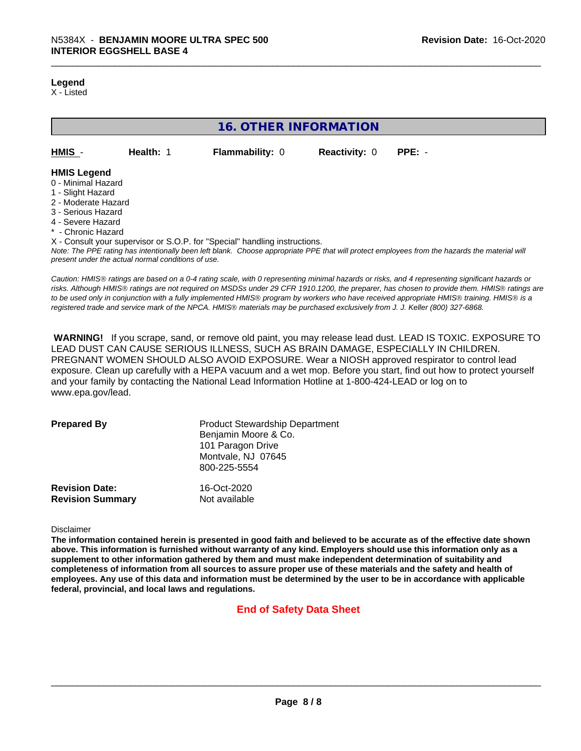**Legend**
X - Listed

## 16. OTHER INFORMATION

| HMIS - | Health: 1 | Flammability: 0 | Reactivity: 0 | PPE: - |
|---|---|---|---|---|

**HMIS Legend**
0 - Minimal Hazard
1 - Slight Hazard
2 - Moderate Hazard
3 - Serious Hazard
4 - Severe Hazard
* - Chronic Hazard
X - Consult your supervisor or S.O.P. for "Special" handling instructions.

*Note: The PPE rating has intentionally been left blank. Choose appropriate PPE that will protect employees from the hazards the material will present under the actual normal conditions of use.*

*Caution: HMIS® ratings are based on a 0-4 rating scale, with 0 representing minimal hazards or risks, and 4 representing significant hazards or risks. Although HMIS® ratings are not required on MSDSs under 29 CFR 1910.1200, the preparer, has chosen to provide them. HMIS® ratings are to be used only in conjunction with a fully implemented HMIS® program by workers who have received appropriate HMIS® training. HMIS® is a registered trade and service mark of the NPCA. HMIS® materials may be purchased exclusively from J. J. Keller (800) 327-6868.*

**WARNING!** If you scrape, sand, or remove old paint, you may release lead dust. LEAD IS TOXIC. EXPOSURE TO LEAD DUST CAN CAUSE SERIOUS ILLNESS, SUCH AS BRAIN DAMAGE, ESPECIALLY IN CHILDREN. PREGNANT WOMEN SHOULD ALSO AVOID EXPOSURE. Wear a NIOSH approved respirator to control lead exposure. Clean up carefully with a HEPA vacuum and a wet mop. Before you start, find out how to protect yourself and your family by contacting the National Lead Information Hotline at 1-800-424-LEAD or log on to www.epa.gov/lead.

**Prepared By**
Product Stewardship Department
Benjamin Moore & Co.
101 Paragon Drive
Montvale, NJ 07645
800-225-5554

**Revision Date:** 16-Oct-2020
**Revision Summary** Not available

Disclaimer

**The information contained herein is presented in good faith and believed to be accurate as of the effective date shown above. This information is furnished without warranty of any kind. Employers should use this information only as a supplement to other information gathered by them and must make independent determination of suitability and completeness of information from all sources to assure proper use of these materials and the safety and health of employees. Any use of this data and information must be determined by the user to be in accordance with applicable federal, provincial, and local laws and regulations.**

**End of Safety Data Sheet**